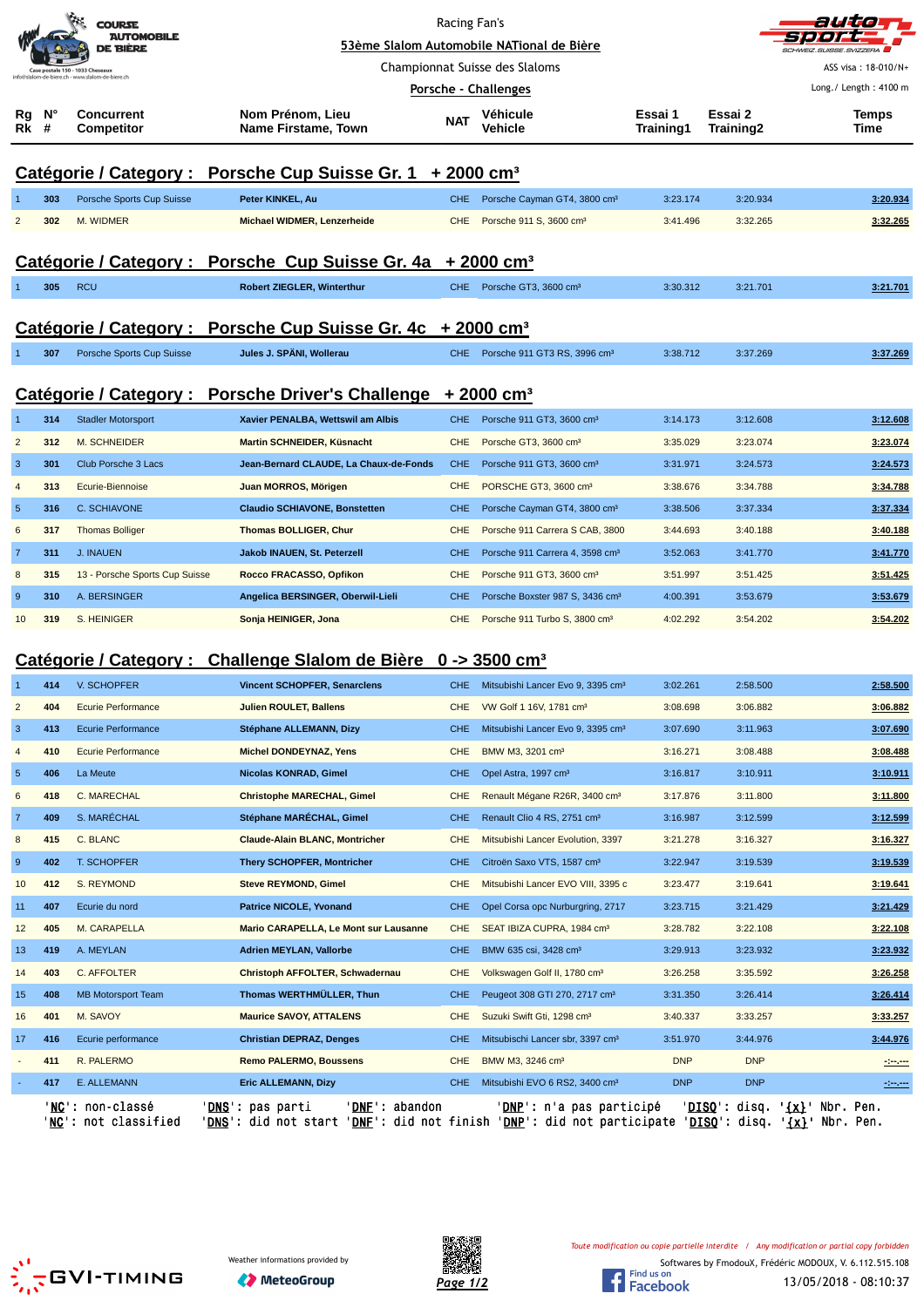Racing Fan's

**53ème Slalom Automobile NATional de Bière**

Championnat Suisse des Slaloms

**Porsche - Challenges**

COURSE AUTOMOBILE DE BIÈRE
Case postale 150 - 1033 Cheseaux
info@slalom-de-biere.ch - www.slalom-de-biere.ch

ASS visa : 18-010/N+
Long./ Length : 4100 m

## Catégorie / Category : Porsche Cup Suisse Gr. 1 + 2000 cm³

| Rg Rk | N° # | Concurrent Competitor | Nom Prénom, Lieu Name Firstame, Town | NAT | Véhicule Vehicle | Essai 1 Training1 | Essai 2 Training2 | Temps Time |
|---|---|---|---|---|---|---|---|---|
| 1 | 303 | Porsche Sports Cup Suisse | **Peter KINKEL, Au** | CHE | Porsche Cayman GT4, 3800 cm³ | 3:23.174 | 3:20.934 | **3:20.934** |
| 2 | 302 | M. WIDMER | **Michael WIDMER, Lenzerheide** | CHE | Porsche 911 S, 3600 cm³ | 3:41.496 | 3:32.265 | **3:32.265** |

## Catégorie / Category : Porsche Cup Suisse Gr. 4a + 2000 cm³

| Rg Rk | N° # | Concurrent Competitor | Nom Prénom, Lieu Name Firstame, Town | NAT | Véhicule Vehicle | Essai 1 Training1 | Essai 2 Training2 | Temps Time |
|---|---|---|---|---|---|---|---|---|
| 1 | 305 | RCU | **Robert ZIEGLER, Winterthur** | CHE | Porsche GT3, 3600 cm³ | 3:30.312 | 3:21.701 | **3:21.701** |

## Catégorie / Category : Porsche Cup Suisse Gr. 4c + 2000 cm³

| Rg Rk | N° # | Concurrent Competitor | Nom Prénom, Lieu Name Firstame, Town | NAT | Véhicule Vehicle | Essai 1 Training1 | Essai 2 Training2 | Temps Time |
|---|---|---|---|---|---|---|---|---|
| 1 | 307 | Porsche Sports Cup Suisse | **Jules J. SPÄNI, Wollerau** | CHE | Porsche 911 GT3 RS, 3996 cm³ | 3:38.712 | 3:37.269 | **3:37.269** |

## Catégorie / Category : Porsche Driver's Challenge + 2000 cm³

| Rg Rk | N° # | Concurrent Competitor | Nom Prénom, Lieu Name Firstame, Town | NAT | Véhicule Vehicle | Essai 1 Training1 | Essai 2 Training2 | Temps Time |
|---|---|---|---|---|---|---|---|---|
| 1 | 314 | Stadler Motorsport | **Xavier PENALBA, Wettswil am Albis** | CHE | Porsche 911 GT3, 3600 cm³ | 3:14.173 | 3:12.608 | **3:12.608** |
| 2 | 312 | M. SCHNEIDER | **Martin SCHNEIDER, Küsnacht** | CHE | Porsche GT3, 3600 cm³ | 3:35.029 | 3:23.074 | **3:23.074** |
| 3 | 301 | Club Porsche 3 Lacs | **Jean-Bernard CLAUDE, La Chaux-de-Fonds** | CHE | Porsche 911 GT3, 3600 cm³ | 3:31.971 | 3:24.573 | **3:24.573** |
| 4 | 313 | Ecurie-Biennoise | **Juan MORROS, Mörigen** | CHE | PORSCHE GT3, 3600 cm³ | 3:38.676 | 3:34.788 | **3:34.788** |
| 5 | 316 | C. SCHIAVONE | **Claudio SCHIAVONE, Bonstetten** | CHE | Porsche Cayman GT4, 3800 cm³ | 3:38.506 | 3:37.334 | **3:37.334** |
| 6 | 317 | Thomas Bolliger | **Thomas BOLLIGER, Chur** | CHE | Porsche 911 Carrera S CAB, 3800 | 3:44.693 | 3:40.188 | **3:40.188** |
| 7 | 311 | J. INAUEN | **Jakob INAUEN, St. Peterzell** | CHE | Porsche 911 Carrera 4, 3598 cm³ | 3:52.063 | 3:41.770 | **3:41.770** |
| 8 | 315 | 13 - Porsche Sports Cup Suisse | **Rocco FRACASSO, Opfikon** | CHE | Porsche 911 GT3, 3600 cm³ | 3:51.997 | 3:51.425 | **3:51.425** |
| 9 | 310 | A. BERSINGER | **Angelica BERSINGER, Oberwil-Lieli** | CHE | Porsche Boxster 987 S, 3436 cm³ | 4:00.391 | 3:53.679 | **3:53.679** |
| 10 | 319 | S. HEINIGER | **Sonja HEINIGER, Jona** | CHE | Porsche 911 Turbo S, 3800 cm³ | 4:02.292 | 3:54.202 | **3:54.202** |

## Catégorie / Category : Challenge Slalom de Bière 0 -> 3500 cm³

| Rg Rk | N° # | Concurrent Competitor | Nom Prénom, Lieu Name Firstame, Town | NAT | Véhicule Vehicle | Essai 1 Training1 | Essai 2 Training2 | Temps Time |
|---|---|---|---|---|---|---|---|---|
| 1 | 414 | V. SCHOPFER | **Vincent SCHOPFER, Senarclens** | CHE | Mitsubishi Lancer Evo 9, 3395 cm³ | 3:02.261 | 2:58.500 | **2:58.500** |
| 2 | 404 | Ecurie Performance | **Julien ROULET, Ballens** | CHE | VW Golf 1 16V, 1781 cm³ | 3:08.698 | 3:06.882 | **3:06.882** |
| 3 | 413 | Ecurie Performance | **Stéphane ALLEMANN, Dizy** | CHE | Mitsubishi Lancer Evo 9, 3395 cm³ | 3:07.690 | 3:11.963 | **3:07.690** |
| 4 | 410 | Ecurie Performance | **Michel DONDEYNAZ, Yens** | CHE | BMW M3, 3201 cm³ | 3:16.271 | 3:08.488 | **3:08.488** |
| 5 | 406 | La Meute | **Nicolas KONRAD, Gimel** | CHE | Opel Astra, 1997 cm³ | 3:16.817 | 3:10.911 | **3:10.911** |
| 6 | 418 | C. MARECHAL | **Christophe MARECHAL, Gimel** | CHE | Renault Mégane R26R, 3400 cm³ | 3:17.876 | 3:11.800 | **3:11.800** |
| 7 | 409 | S. MARÉCHAL | **Stéphane MARÉCHAL, Gimel** | CHE | Renault Clio 4 RS, 2751 cm³ | 3:16.987 | 3:12.599 | **3:12.599** |
| 8 | 415 | C. BLANC | **Claude-Alain BLANC, Montricher** | CHE | Mitsubishi Lancer Evolution, 3397 | 3:21.278 | 3:16.327 | **3:16.327** |
| 9 | 402 | T. SCHOPFER | **Thery SCHOPFER, Montricher** | CHE | Citroën Saxo VTS, 1587 cm³ | 3:22.947 | 3:19.539 | **3:19.539** |
| 10 | 412 | S. REYMOND | **Steve REYMOND, Gimel** | CHE | Mitsubishi Lancer EVO VIII, 3395 c | 3:23.477 | 3:19.641 | **3:19.641** |
| 11 | 407 | Ecurie du nord | **Patrice NICOLE, Yvonand** | CHE | Opel Corsa opc Nurburgring, 2717 | 3:23.715 | 3:21.429 | **3:21.429** |
| 12 | 405 | M. CARAPELLA | **Mario CARAPELLA, Le Mont sur Lausanne** | CHE | SEAT IBIZA CUPRA, 1984 cm³ | 3:28.782 | 3:22.108 | **3:22.108** |
| 13 | 419 | A. MEYLAN | **Adrien MEYLAN, Vallorbe** | CHE | BMW 635 csi, 3428 cm³ | 3:29.913 | 3:23.932 | **3:23.932** |
| 14 | 403 | C. AFFOLTER | **Christoph AFFOLTER, Schwadernau** | CHE | Volkswagen Golf II, 1780 cm³ | 3:26.258 | 3:35.592 | **3:26.258** |
| 15 | 408 | MB Motorsport Team | **Thomas WERTHMÜLLER, Thun** | CHE | Peugeot 308 GTI 270, 2717 cm³ | 3:31.350 | 3:26.414 | **3:26.414** |
| 16 | 401 | M. SAVOY | **Maurice SAVOY, ATTALENS** | CHE | Suzuki Swift Gti, 1298 cm³ | 3:40.337 | 3:33.257 | **3:33.257** |
| 17 | 416 | Ecurie performance | **Christian DEPRAZ, Denges** | CHE | Mitsubischi Lancer sbr, 3397 cm³ | 3:51.970 | 3:44.976 | **3:44.976** |
| - | 411 | R. PALERMO | **Remo PALERMO, Boussens** | CHE | BMW M3, 3246 cm³ | DNP | DNP | **-:--.---** |
| - | 417 | E. ALLEMANN | **Eric ALLEMANN, Dizy** | CHE | Mitsubishi EVO 6 RS2, 3400 cm³ | DNP | DNP | **-:--.---** |

'**NC**': non-classé 'DNS': pas parti 'DNF': abandon 'DNP': n'a pas participé 'DISQ': disq. '{x}' Nbr. Pen.
'**NC**': not classified 'DNS': did not start 'DNF': did not finish 'DNP': did not participate 'DISQ': disq. '{x}' Nbr. Pen.

GVI-TIMING

Weather informations provided by MeteoGroup

*Toute modification ou copie partielle interdite / Any modification or partial copy forbidden*

Softwares by FmodouX, Frédéric MODOUX, V. 6.112.515.108

Find us on Facebook

13/05/2018 - 08:10:37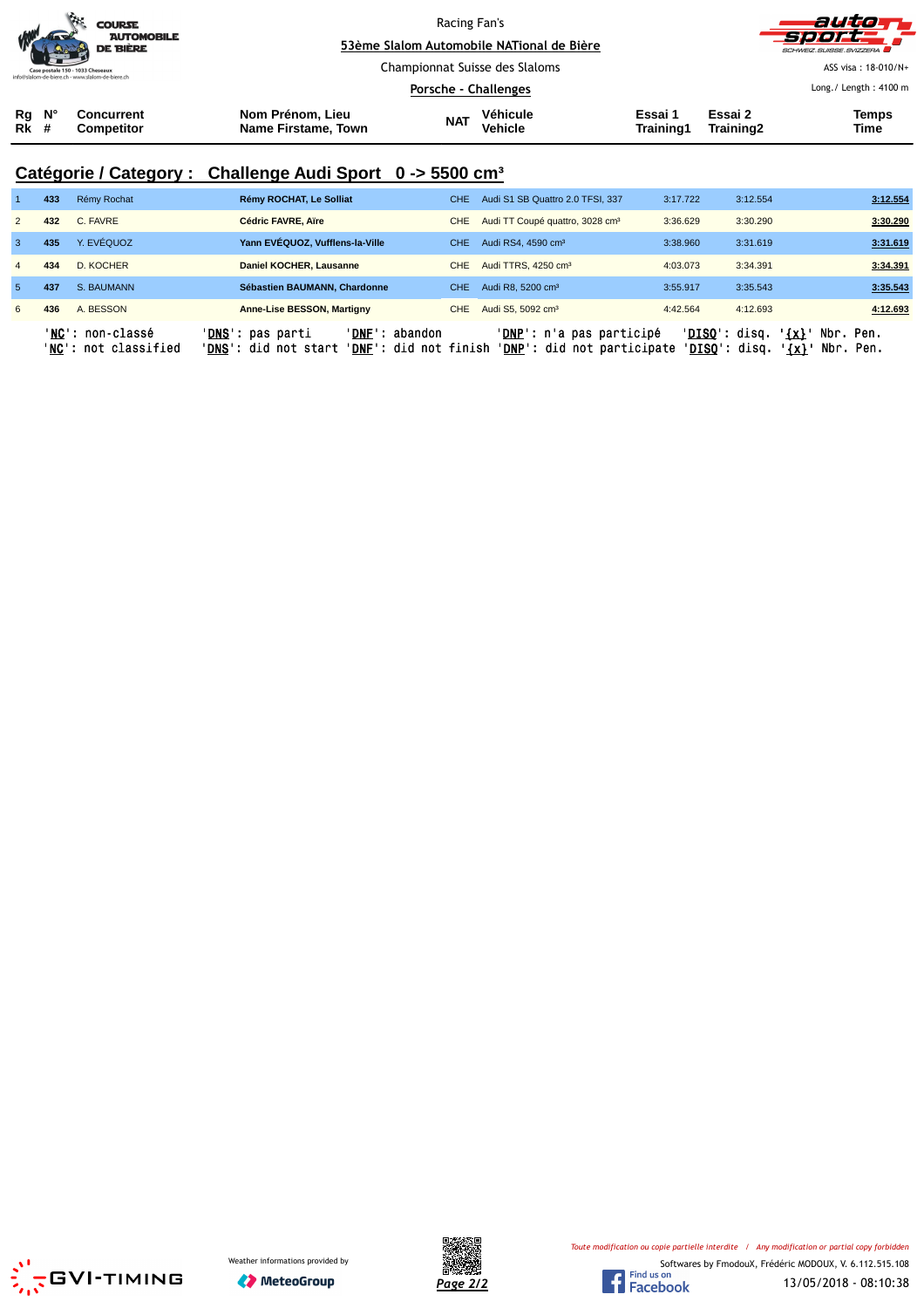Racing Fan's

**53ème Slalom Automobile NATional de Bière**

Championnat Suisse des Slaloms

**Porsche - Challenges**

ASS visa : 18-010/N+

Long./ Length : 4100 m

## Catégorie / Category : Challenge Audi Sport 0 -> 5500 cm³

| Rg Rk | N° # | Concurrent Competitor | Nom Prénom, Lieu Name Firstame, Town | NAT | Véhicule Vehicle | Essai 1 Training1 | Essai 2 Training2 | Temps Time |
|---|---|---|---|---|---|---|---|---|
| 1 | 433 | Rémy Rochat | **Rémy ROCHAT, Le Solliat** | CHE | Audi S1 SB Quattro 2.0 TFSI, 337 | 3:17.722 | 3:12.554 | **3:12.554** |
| 2 | 432 | C. FAVRE | **Cédric FAVRE, Aïre** | CHE | Audi TT Coupé quattro, 3028 cm³ | 3:36.629 | 3:30.290 | **3:30.290** |
| 3 | 435 | Y. EVÉQUOZ | **Yann EVÉQUOZ, Vufflens-la-Ville** | CHE | Audi RS4, 4590 cm³ | 3:38.960 | 3:31.619 | **3:31.619** |
| 4 | 434 | D. KOCHER | **Daniel KOCHER, Lausanne** | CHE | Audi TTRS, 4250 cm³ | 4:03.073 | 3:34.391 | **3:34.391** |
| 5 | 437 | S. BAUMANN | **Sébastien BAUMANN, Chardonne** | CHE | Audi R8, 5200 cm³ | 3:55.917 | 3:35.543 | **3:35.543** |
| 6 | 436 | A. BESSON | **Anne-Lise BESSON, Martigny** | CHE | Audi S5, 5092 cm³ | 4:42.564 | 4:12.693 | **4:12.693** |

'NC': non-classé 'DNS': pas parti 'DNF': abandon 'DNP': n'a pas participé 'DISQ': disq. '{x}' Nbr. Pen.
'NC': not classified 'DNS': did not start 'DNF': did not finish 'DNP': did not participate 'DISQ': disq. '{x}' Nbr. Pen.

Weather informations provided by MeteoGroup

*Toute modification ou copie partielle interdite / Any modification or partial copy forbidden*

Softwares by FmodouX, Frédéric MODOUX, V. 6.112.515.108

13/05/2018 - 08:10:38